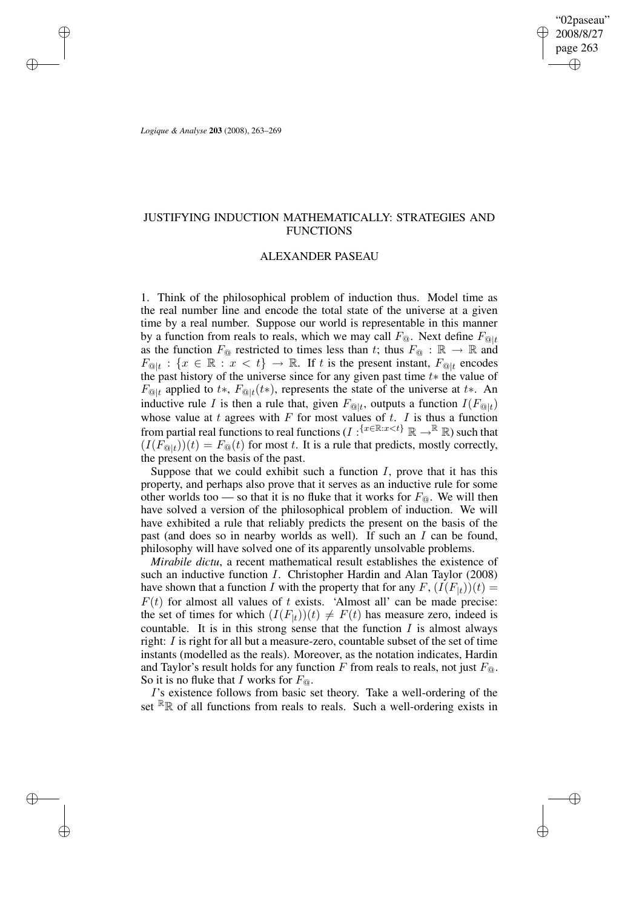# JUSTIFYING INDUCTION MATHEMATICALLY: STRATEGIES AND FUNCTIONS

## ALEXANDER PASEAU

1. Think of the philosophical problem of induction thus. Model time as the real number line and encode the total state of the universe at a given time by a real number. Suppose our world is representable in this manner by a function from reals to reals, which we may call $F_@$. Next define $F_{@|t}$ as the function $F_@$ restricted to times less than $t$; thus $F_@ : \mathbb{R} \to \mathbb{R}$ and $F_{@|t} : \{x \in \mathbb{R} : x < t\} \to \mathbb{R}$. If $t$ is the present instant, $F_{@|t}$ encodes the past history of the universe since for any given past time $t*$ the value of $F_{@|t}$ applied to $t*$, $F_{@|t}(t*)$, represents the state of the universe at $t*$. An inductive rule $I$ is then a rule that, given $F_{@|t}$, outputs a function $I(F_{@|t})$ whose value at $t$ agrees with $F$ for most values of $t$. $I$ is thus a function from partial real functions to real functions ($I : ^{\{x \in \mathbb{R}: x<t\}}\mathbb{R} \to ^{\mathbb{R}}\mathbb{R}$) such that $(I(F_{@|t}))(t) = F_@(t)$ for most $t$. It is a rule that predicts, mostly correctly, the present on the basis of the past.

Suppose that we could exhibit such a function $I$, prove that it has this property, and perhaps also prove that it serves as an inductive rule for some other worlds too — so that it is no fluke that it works for $F_@$. We will then have solved a version of the philosophical problem of induction. We will have exhibited a rule that reliably predicts the present on the basis of the past (and does so in nearby worlds as well). If such an $I$ can be found, philosophy will have solved one of its apparently unsolvable problems.

*Mirabile dictu*, a recent mathematical result establishes the existence of such an inductive function $I$. Christopher Hardin and Alan Taylor (2008) have shown that a function $I$ with the property that for any $F$, $(I(F_{|t}))(t) = F(t)$ for almost all values of $t$ exists. 'Almost all' can be made precise: the set of times for which $(I(F_{|t}))(t) \neq F(t)$ has measure zero, indeed is countable. It is in this strong sense that the function $I$ is almost always right: $I$ is right for all but a measure-zero, countable subset of the set of time instants (modelled as the reals). Moreover, as the notation indicates, Hardin and Taylor's result holds for any function $F$ from reals to reals, not just $F_@$. So it is no fluke that $I$ works for $F_@$.

$I$'s existence follows from basic set theory. Take a well-ordering of the set $^{\mathbb{R}}\mathbb{R}$ of all functions from reals to reals. Such a well-ordering exists in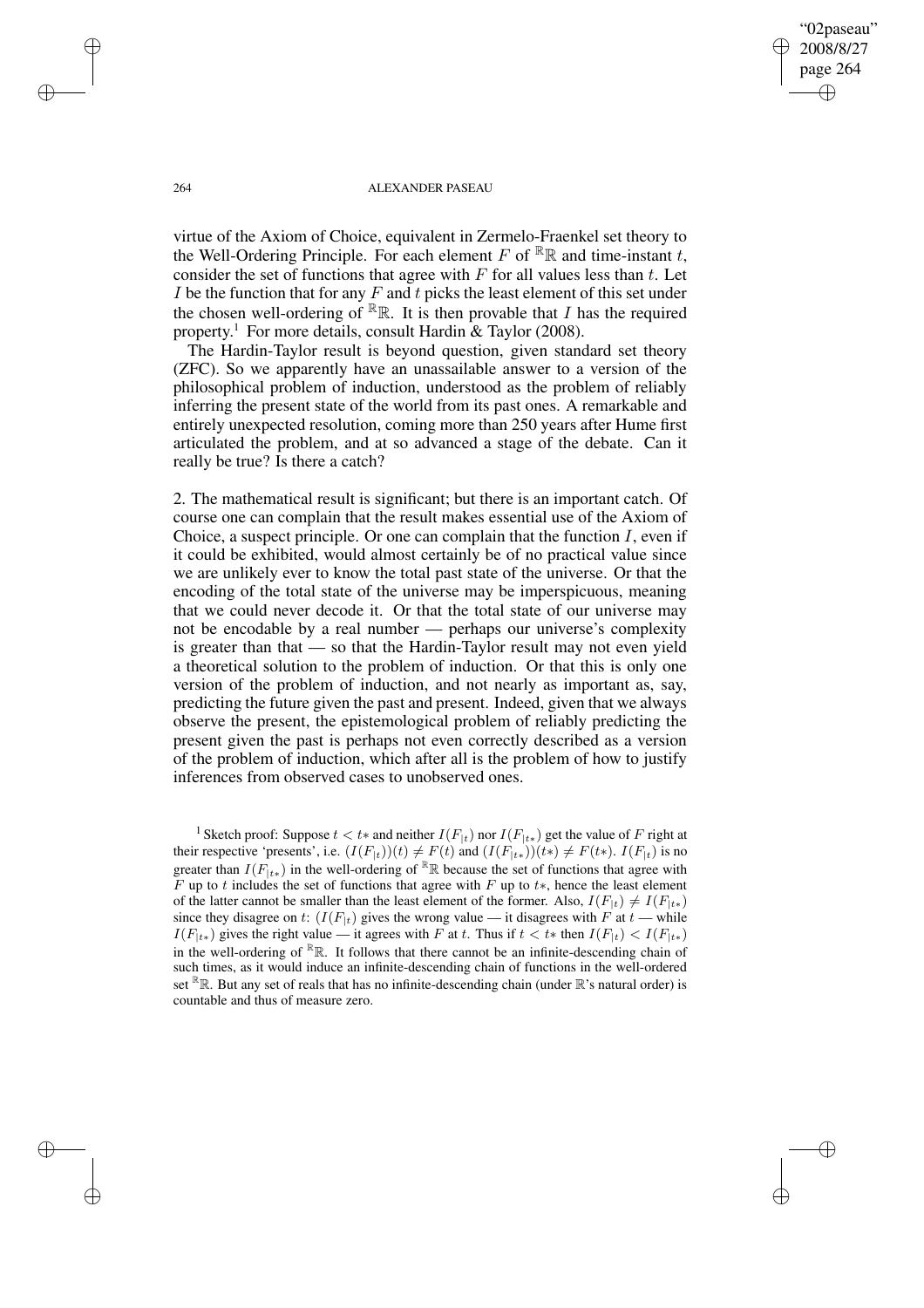virtue of the Axiom of Choice, equivalent in Zermelo-Fraenkel set theory to the Well-Ordering Principle. For each element $F$ of ${}^{\mathbb{R}}\mathbb{R}$ and time-instant $t$, consider the set of functions that agree with $F$ for all values less than $t$. Let $I$ be the function that for any $F$ and $t$ picks the least element of this set under the chosen well-ordering of ${}^{\mathbb{R}}\mathbb{R}$. It is then provable that $I$ has the required property.[1] For more details, consult Hardin & Taylor (2008).

The Hardin-Taylor result is beyond question, given standard set theory (ZFC). So we apparently have an unassailable answer to a version of the philosophical problem of induction, understood as the problem of reliably inferring the present state of the world from its past ones. A remarkable and entirely unexpected resolution, coming more than 250 years after Hume first articulated the problem, and at so advanced a stage of the debate. Can it really be true? Is there a catch?

2. The mathematical result is significant; but there is an important catch. Of course one can complain that the result makes essential use of the Axiom of Choice, a suspect principle. Or one can complain that the function $I$, even if it could be exhibited, would almost certainly be of no practical value since we are unlikely ever to know the total past state of the universe. Or that the encoding of the total state of the universe may be imperspicuous, meaning that we could never decode it. Or that the total state of our universe may not be encodable by a real number — perhaps our universe's complexity is greater than that — so that the Hardin-Taylor result may not even yield a theoretical solution to the problem of induction. Or that this is only one version of the problem of induction, and not nearly as important as, say, predicting the future given the past and present. Indeed, given that we always observe the present, the epistemological problem of reliably predicting the present given the past is perhaps not even correctly described as a version of the problem of induction, which after all is the problem of how to justify inferences from observed cases to unobserved ones.

[1] Sketch proof: Suppose $t < t*$ and neither $I(F_{|t})$ nor $I(F_{|t*})$ get the value of $F$ right at their respective 'presents', i.e. $(I(F_{|t}))(t) \neq F(t)$ and $(I(F_{|t*}))(t*) \neq F(t*)$. $I(F_{|t})$ is no greater than $I(F_{|t*})$ in the well-ordering of ${}^{\mathbb{R}}\mathbb{R}$ because the set of functions that agree with $F$ up to $t$ includes the set of functions that agree with $F$ up to $t*$, hence the least element of the latter cannot be smaller than the least element of the former. Also, $I(F_{|t}) \neq I(F_{|t*})$ since they disagree on $t$: ($I(F_{|t})$ gives the wrong value — it disagrees with $F$ at $t$ — while $I(F_{|t*})$ gives the right value — it agrees with $F$ at $t$. Thus if $t < t*$ then $I(F_{|t}) < I(F_{|t*})$ in the well-ordering of ${}^{\mathbb{R}}\mathbb{R}$. It follows that there cannot be an infinite-descending chain of such times, as it would induce an infinite-descending chain of functions in the well-ordered set ${}^{\mathbb{R}}\mathbb{R}$. But any set of reals that has no infinite-descending chain (under $\mathbb{R}$'s natural order) is countable and thus of measure zero.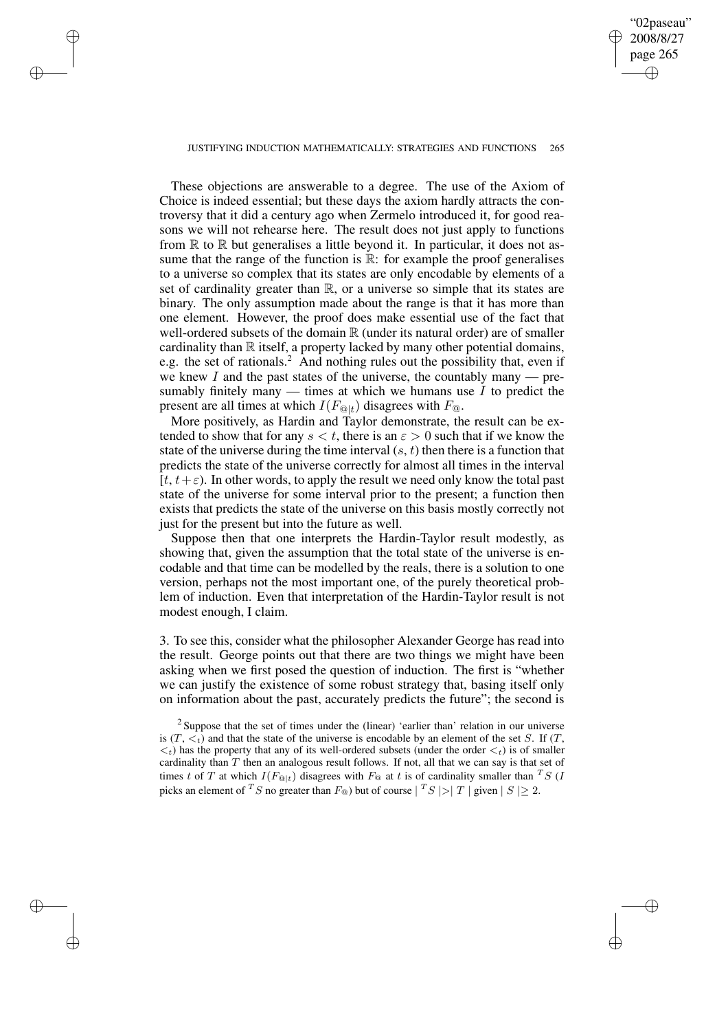These objections are answerable to a degree. The use of the Axiom of Choice is indeed essential; but these days the axiom hardly attracts the controversy that it did a century ago when Zermelo introduced it, for good reasons we will not rehearse here. The result does not just apply to functions from $\mathbb{R}$ to $\mathbb{R}$ but generalises a little beyond it. In particular, it does not assume that the range of the function is $\mathbb{R}$: for example the proof generalises to a universe so complex that its states are only encodable by elements of a set of cardinality greater than $\mathbb{R}$, or a universe so simple that its states are binary. The only assumption made about the range is that it has more than one element. However, the proof does make essential use of the fact that well-ordered subsets of the domain $\mathbb{R}$ (under its natural order) are of smaller cardinality than $\mathbb{R}$ itself, a property lacked by many other potential domains, e.g. the set of rationals.[2] And nothing rules out the possibility that, even if we knew $I$ and the past states of the universe, the countably many — presumably finitely many — times at which we humans use $I$ to predict the present are all times at which $I(F_{@|t})$ disagrees with $F_{@}$.

More positively, as Hardin and Taylor demonstrate, the result can be extended to show that for any $s < t$, there is an $\varepsilon > 0$ such that if we know the state of the universe during the time interval $(s, t)$ then there is a function that predicts the state of the universe correctly for almost all times in the interval $[t, t+\varepsilon)$. In other words, to apply the result we need only know the total past state of the universe for some interval prior to the present; a function then exists that predicts the state of the universe on this basis mostly correctly not just for the present but into the future as well.

Suppose then that one interprets the Hardin-Taylor result modestly, as showing that, given the assumption that the total state of the universe is encodable and that time can be modelled by the reals, there is a solution to one version, perhaps not the most important one, of the purely theoretical problem of induction. Even that interpretation of the Hardin-Taylor result is not modest enough, I claim.

3. To see this, consider what the philosopher Alexander George has read into the result. George points out that there are two things we might have been asking when we first posed the question of induction. The first is "whether we can justify the existence of some robust strategy that, basing itself only on information about the past, accurately predicts the future"; the second is

---

[2] Suppose that the set of times under the (linear) 'earlier than' relation in our universe is $(T, <_t)$ and that the state of the universe is encodable by an element of the set $S$. If $(T, <_t)$ has the property that any of its well-ordered subsets (under the order $<_t$) is of smaller cardinality than $T$ then an analogous result follows. If not, all that we can say is that set of times $t$ of $T$ at which $I(F_{@|t})$ disagrees with $F_{@}$ at $t$ is of cardinality smaller than ${}^{T}S$ ($I$ picks an element of ${}^{T}S$ no greater than $F_{@}$) but of course $|\,{}^{T}S\,| > |\,T\,|$ given $|\,S\,| \geq 2$.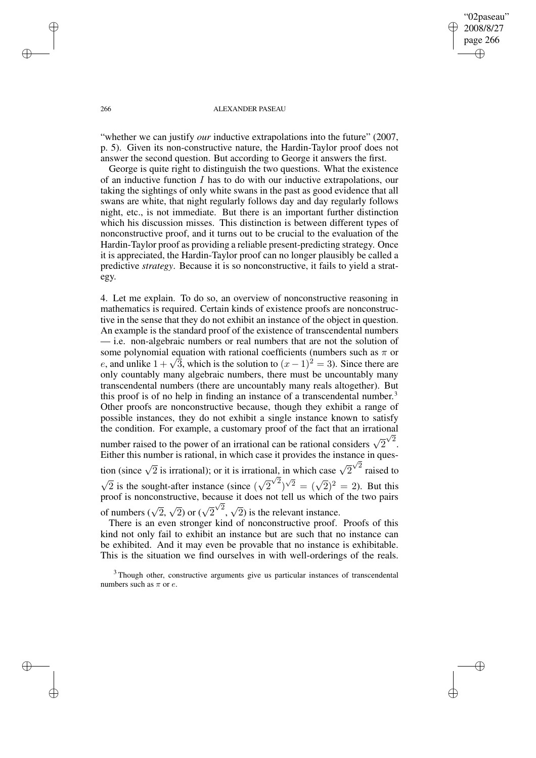"whether we can justify *our* inductive extrapolations into the future" (2007, p. 5). Given its non-constructive nature, the Hardin-Taylor proof does not answer the second question. But according to George it answers the first.

George is quite right to distinguish the two questions. What the existence of an inductive function $I$ has to do with our inductive extrapolations, our taking the sightings of only white swans in the past as good evidence that all swans are white, that night regularly follows day and day regularly follows night, etc., is not immediate. But there is an important further distinction which his discussion misses. This distinction is between different types of nonconstructive proof, and it turns out to be crucial to the evaluation of the Hardin-Taylor proof as providing a reliable present-predicting strategy. Once it is appreciated, the Hardin-Taylor proof can no longer plausibly be called a predictive *strategy*. Because it is so nonconstructive, it fails to yield a strategy.

4. Let me explain. To do so, an overview of nonconstructive reasoning in mathematics is required. Certain kinds of existence proofs are nonconstructive in the sense that they do not exhibit an instance of the object in question. An example is the standard proof of the existence of transcendental numbers — i.e. non-algebraic numbers or real numbers that are not the solution of some polynomial equation with rational coefficients (numbers such as $\pi$ or $e$, and unlike $1 + \sqrt{3}$, which is the solution to $(x - 1)^2 = 3$). Since there are only countably many algebraic numbers, there must be uncountably many transcendental numbers (there are uncountably many reals altogether). But this proof is of no help in finding an instance of a transcendental number.[3] Other proofs are nonconstructive because, though they exhibit a range of possible instances, they do not exhibit a single instance known to satisfy the condition. For example, a customary proof of the fact that an irrational number raised to the power of an irrational can be rational considers $\sqrt{2}^{\sqrt{2}}$. Either this number is rational, in which case it provides the instance in question (since $\sqrt{2}$ is irrational); or it is irrational, in which case $\sqrt{2}^{\sqrt{2}}$ raised to $\sqrt{2}$ is the sought-after instance (since $(\sqrt{2}^{\sqrt{2}})^{\sqrt{2}} = (\sqrt{2})^2 = 2$). But this proof is nonconstructive, because it does not tell us which of the two pairs of numbers $(\sqrt{2}, \sqrt{2})$ or $(\sqrt{2}^{\sqrt{2}}, \sqrt{2})$ is the relevant instance.

There is an even stronger kind of nonconstructive proof. Proofs of this kind not only fail to exhibit an instance but are such that no instance can be exhibited. And it may even be provable that no instance is exhibitable. This is the situation we find ourselves in with well-orderings of the reals.

[3] Though other, constructive arguments give us particular instances of transcendental numbers such as $\pi$ or $e$.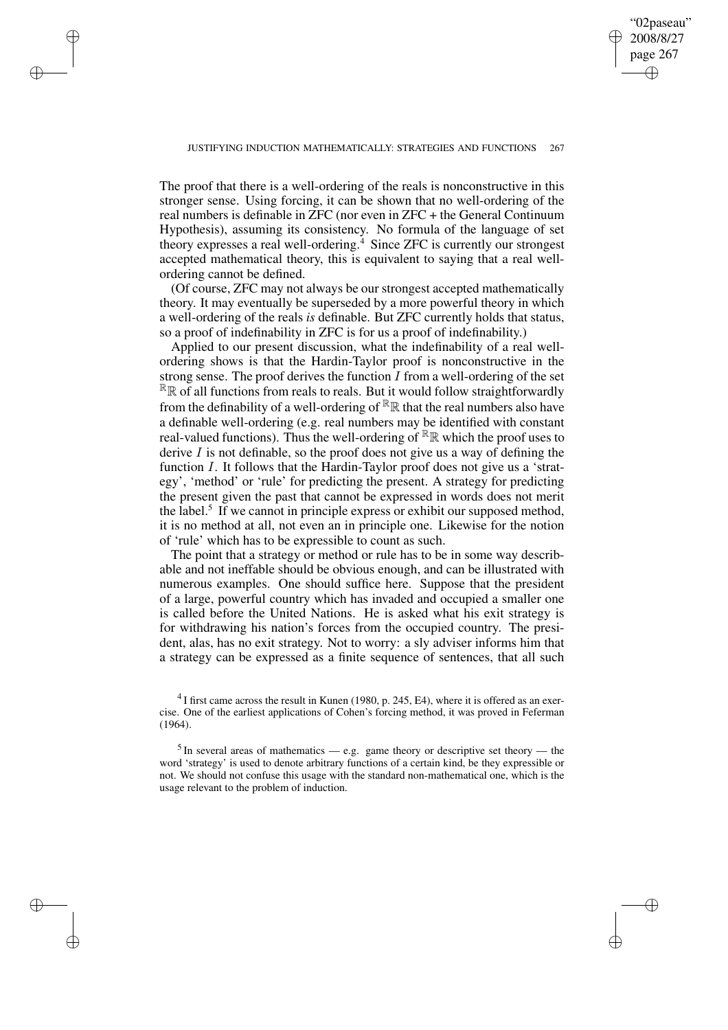The proof that there is a well-ordering of the reals is nonconstructive in this stronger sense. Using forcing, it can be shown that no well-ordering of the real numbers is definable in ZFC (nor even in ZFC + the General Continuum Hypothesis), assuming its consistency. No formula of the language of set theory expresses a real well-ordering.[4] Since ZFC is currently our strongest accepted mathematical theory, this is equivalent to saying that a real well-ordering cannot be defined.

(Of course, ZFC may not always be our strongest accepted mathematically theory. It may eventually be superseded by a more powerful theory in which a well-ordering of the reals *is* definable. But ZFC currently holds that status, so a proof of indefinability in ZFC is for us a proof of indefinability.)

Applied to our present discussion, what the indefinability of a real well-ordering shows is that the Hardin-Taylor proof is nonconstructive in the strong sense. The proof derives the function $I$ from a well-ordering of the set ${}^{\mathbb{R}}\mathbb{R}$ of all functions from reals to reals. But it would follow straightforwardly from the definability of a well-ordering of ${}^{\mathbb{R}}\mathbb{R}$ that the real numbers also have a definable well-ordering (e.g. real numbers may be identified with constant real-valued functions). Thus the well-ordering of ${}^{\mathbb{R}}\mathbb{R}$ which the proof uses to derive $I$ is not definable, so the proof does not give us a way of defining the function $I$. It follows that the Hardin-Taylor proof does not give us a 'strategy', 'method' or 'rule' for predicting the present. A strategy for predicting the present given the past that cannot be expressed in words does not merit the label.[5] If we cannot in principle express or exhibit our supposed method, it is no method at all, not even an in principle one. Likewise for the notion of 'rule' which has to be expressible to count as such.

The point that a strategy or method or rule has to be in some way describable and not ineffable should be obvious enough, and can be illustrated with numerous examples. One should suffice here. Suppose that the president of a large, powerful country which has invaded and occupied a smaller one is called before the United Nations. He is asked what his exit strategy is for withdrawing his nation's forces from the occupied country. The president, alas, has no exit strategy. Not to worry: a sly adviser informs him that a strategy can be expressed as a finite sequence of sentences, that all such

[4] I first came across the result in Kunen (1980, p. 245, E4), where it is offered as an exercise. One of the earliest applications of Cohen's forcing method, it was proved in Feferman (1964).

[5] In several areas of mathematics — e.g. game theory or descriptive set theory — the word 'strategy' is used to denote arbitrary functions of a certain kind, be they expressible or not. We should not confuse this usage with the standard non-mathematical one, which is the usage relevant to the problem of induction.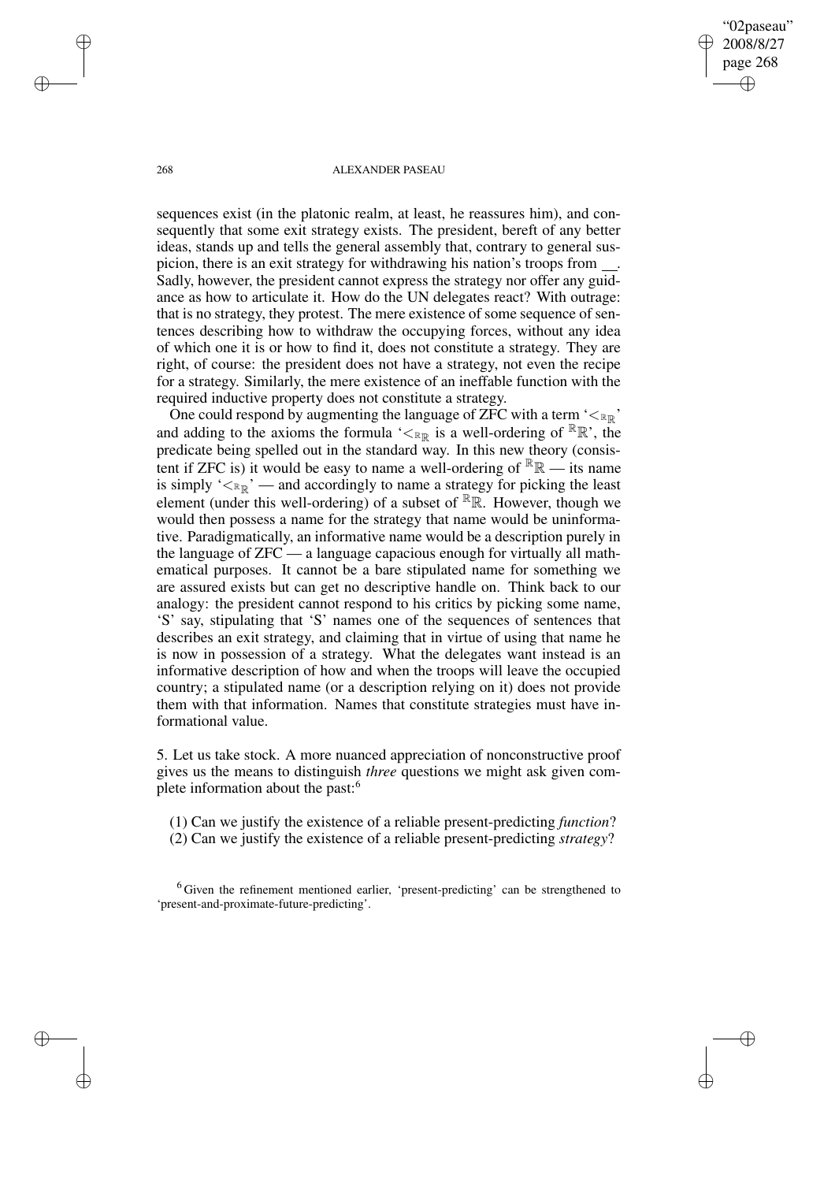sequences exist (in the platonic realm, at least, he reassures him), and consequently that some exit strategy exists. The president, bereft of any better ideas, stands up and tells the general assembly that, contrary to general suspicion, there is an exit strategy for withdrawing his nation's troops from __. Sadly, however, the president cannot express the strategy nor offer any guidance as how to articulate it. How do the UN delegates react? With outrage: that is no strategy, they protest. The mere existence of some sequence of sentences describing how to withdraw the occupying forces, without any idea of which one it is or how to find it, does not constitute a strategy. They are right, of course: the president does not have a strategy, not even the recipe for a strategy. Similarly, the mere existence of an ineffable function with the required inductive property does not constitute a strategy.

One could respond by augmenting the language of ZFC with a term '$<_{^{\mathbb{R}}\mathbb{R}}$' and adding to the axioms the formula '$<_{^{\mathbb{R}}\mathbb{R}}$ is a well-ordering of $^{\mathbb{R}}\mathbb{R}$', the predicate being spelled out in the standard way. In this new theory (consistent if ZFC is) it would be easy to name a well-ordering of $^{\mathbb{R}}\mathbb{R}$ — its name is simply '$<_{^{\mathbb{R}}\mathbb{R}}$' — and accordingly to name a strategy for picking the least element (under this well-ordering) of a subset of $^{\mathbb{R}}\mathbb{R}$. However, though we would then possess a name for the strategy that name would be uninformative. Paradigmatically, an informative name would be a description purely in the language of ZFC — a language capacious enough for virtually all mathematical purposes. It cannot be a bare stipulated name for something we are assured exists but can get no descriptive handle on. Think back to our analogy: the president cannot respond to his critics by picking some name, 'S' say, stipulating that 'S' names one of the sequences of sentences that describes an exit strategy, and claiming that in virtue of using that name he is now in possession of a strategy. What the delegates want instead is an informative description of how and when the troops will leave the occupied country; a stipulated name (or a description relying on it) does not provide them with that information. Names that constitute strategies must have informational value.

5. Let us take stock. A more nuanced appreciation of nonconstructive proof gives us the means to distinguish *three* questions we might ask given complete information about the past:[6]

(1) Can we justify the existence of a reliable present-predicting *function*?

(2) Can we justify the existence of a reliable present-predicting *strategy*?

[6] Given the refinement mentioned earlier, 'present-predicting' can be strengthened to 'present-and-proximate-future-predicting'.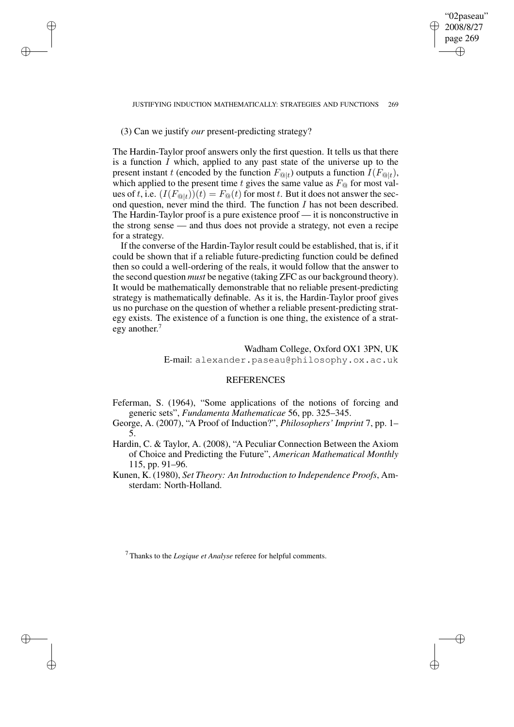(3) Can we justify *our* present-predicting strategy?

The Hardin-Taylor proof answers only the first question. It tells us that there is a function $I$ which, applied to any past state of the universe up to the present instant $t$ (encoded by the function $F_{@|t}$) outputs a function $I(F_{@|t})$, which applied to the present time $t$ gives the same value as $F_{@}$ for most values of $t$, i.e. $(I(F_{@|t}))(t) = F_{@}(t)$ for most $t$. But it does not answer the second question, never mind the third. The function $I$ has not been described. The Hardin-Taylor proof is a pure existence proof — it is nonconstructive in the strong sense — and thus does not provide a strategy, not even a recipe for a strategy.

If the converse of the Hardin-Taylor result could be established, that is, if it could be shown that if a reliable future-predicting function could be defined then so could a well-ordering of the reals, it would follow that the answer to the second question *must* be negative (taking ZFC as our background theory). It would be mathematically demonstrable that no reliable present-predicting strategy is mathematically definable. As it is, the Hardin-Taylor proof gives us no purchase on the question of whether a reliable present-predicting strategy exists. The existence of a function is one thing, the existence of a strategy another.[7]

Wadham College, Oxford OX1 3PN, UK
E-mail: alexander.paseau@philosophy.ox.ac.uk

## REFERENCES

Feferman, S. (1964), "Some applications of the notions of forcing and generic sets", *Fundamenta Mathematicae* 56, pp. 325–345.

George, A. (2007), "A Proof of Induction?", *Philosophers' Imprint* 7, pp. 1–5.

Hardin, C. & Taylor, A. (2008), "A Peculiar Connection Between the Axiom of Choice and Predicting the Future", *American Mathematical Monthly* 115, pp. 91–96.

Kunen, K. (1980), *Set Theory: An Introduction to Independence Proofs*, Amsterdam: North-Holland.

[7] Thanks to the *Logique et Analyse* referee for helpful comments.